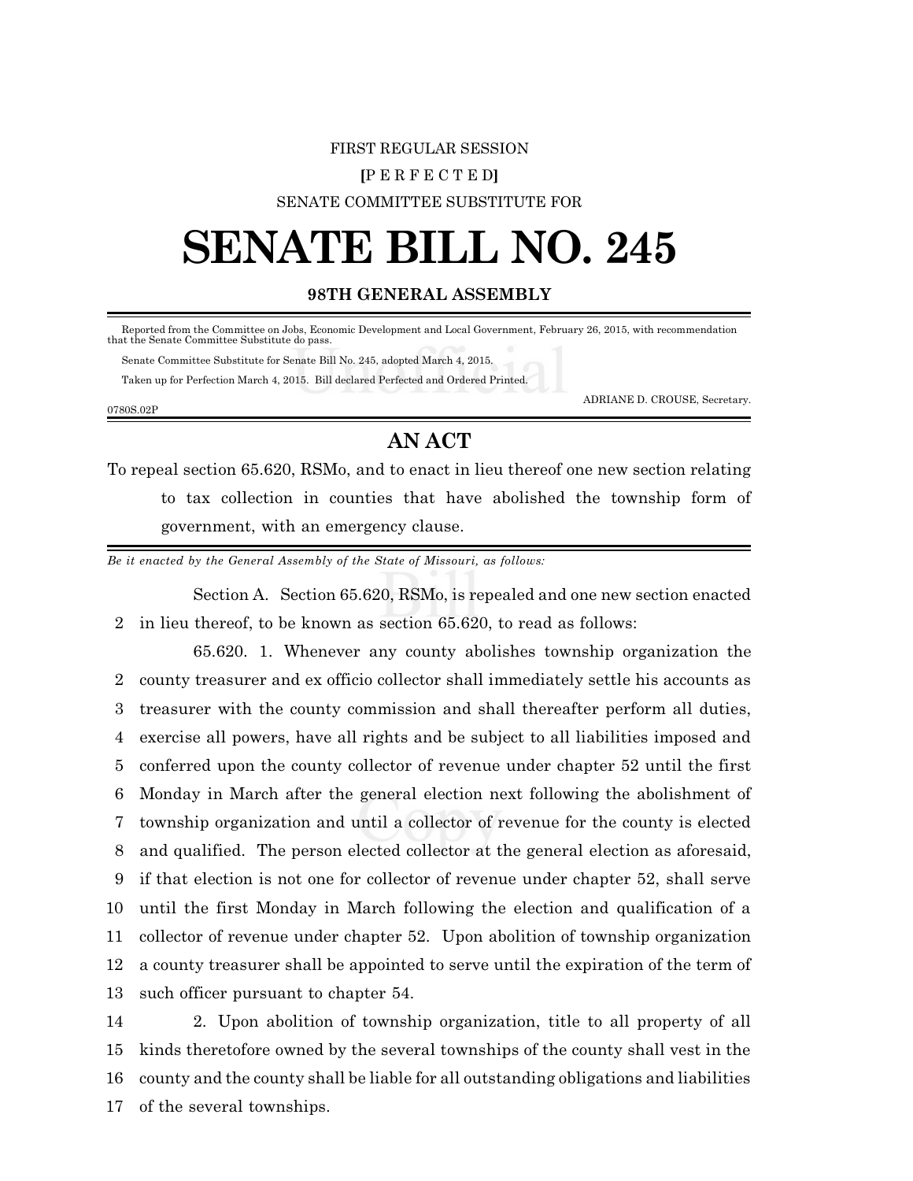FIRST REGULAR SESSION

[P E R F E C T E D]

SENATE COMMITTEE SUBSTITUTE FOR

# SENATE BILL NO. 245

### 98TH GENERAL ASSEMBLY

Reported from the Committee on Jobs, Economic Development and Local Government, February 26, 2015, with recommendation that the Senate Committee Substitute do pass.

Senate Committee Substitute for Senate Bill No. 245, adopted March 4, 2015.

Taken up for Perfection March 4, 2015. Bill declared Perfected and Ordered Printed.

ADRIANE D. CROUSE, Secretary.

0780S.02P

## AN ACT

To repeal section 65.620, RSMo, and to enact in lieu thereof one new section relating to tax collection in counties that have abolished the township form of government, with an emergency clause.

*Be it enacted by the General Assembly of the State of Missouri, as follows:*

Section A. Section 65.620, RSMo, is repealed and one new section enacted in lieu thereof, to be known as section 65.620, to read as follows:

65.620. 1. Whenever any county abolishes township organization the county treasurer and ex officio collector shall immediately settle his accounts as treasurer with the county commission and shall thereafter perform all duties, exercise all powers, have all rights and be subject to all liabilities imposed and conferred upon the county collector of revenue under chapter 52 until the first Monday in March after the general election next following the abolishment of township organization and until a collector of revenue for the county is elected and qualified. The person elected collector at the general election as aforesaid, if that election is not one for collector of revenue under chapter 52, shall serve until the first Monday in March following the election and qualification of a collector of revenue under chapter 52. Upon abolition of township organization a county treasurer shall be appointed to serve until the expiration of the term of such officer pursuant to chapter 54.

2. Upon abolition of township organization, title to all property of all kinds theretofore owned by the several townships of the county shall vest in the county and the county shall be liable for all outstanding obligations and liabilities of the several townships.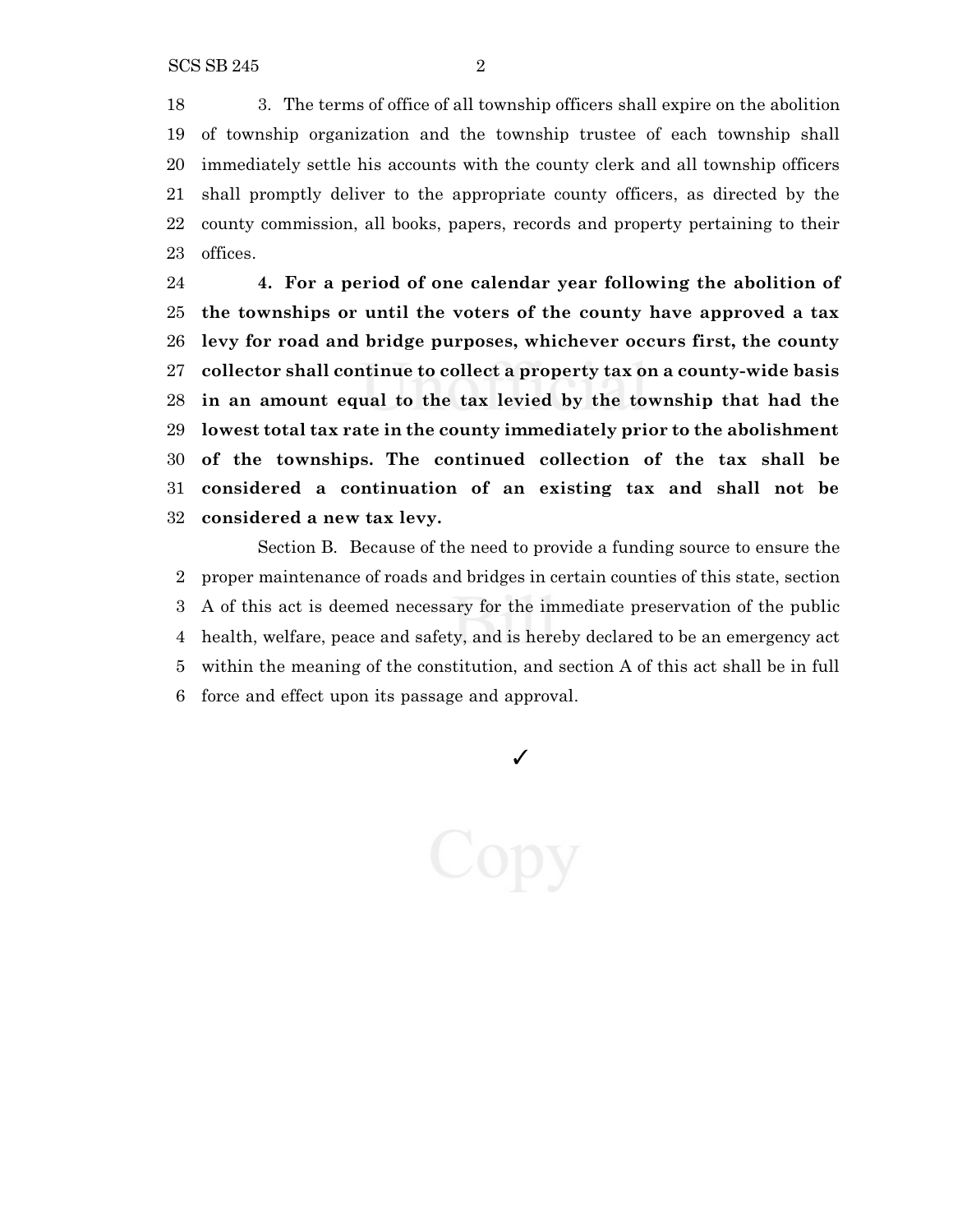3. The terms of office of all township officers shall expire on the abolition of township organization and the township trustee of each township shall immediately settle his accounts with the county clerk and all township officers shall promptly deliver to the appropriate county officers, as directed by the county commission, all books, papers, records and property pertaining to their offices.

**4. For a period of one calendar year following the abolition of the townships or until the voters of the county have approved a tax levy for road and bridge purposes, whichever occurs first, the county collector shall continue to collect a property tax on a county-wide basis in an amount equal to the tax levied by the township that had the lowest total tax rate in the county immediately prior to the abolishment of the townships. The continued collection of the tax shall be considered a continuation of an existing tax and shall not be considered a new tax levy.**

Section B. Because of the need to provide a funding source to ensure the proper maintenance of roads and bridges in certain counties of this state, section A of this act is deemed necessary for the immediate preservation of the public health, welfare, peace and safety, and is hereby declared to be an emergency act within the meaning of the constitution, and section A of this act shall be in full force and effect upon its passage and approval.

✓